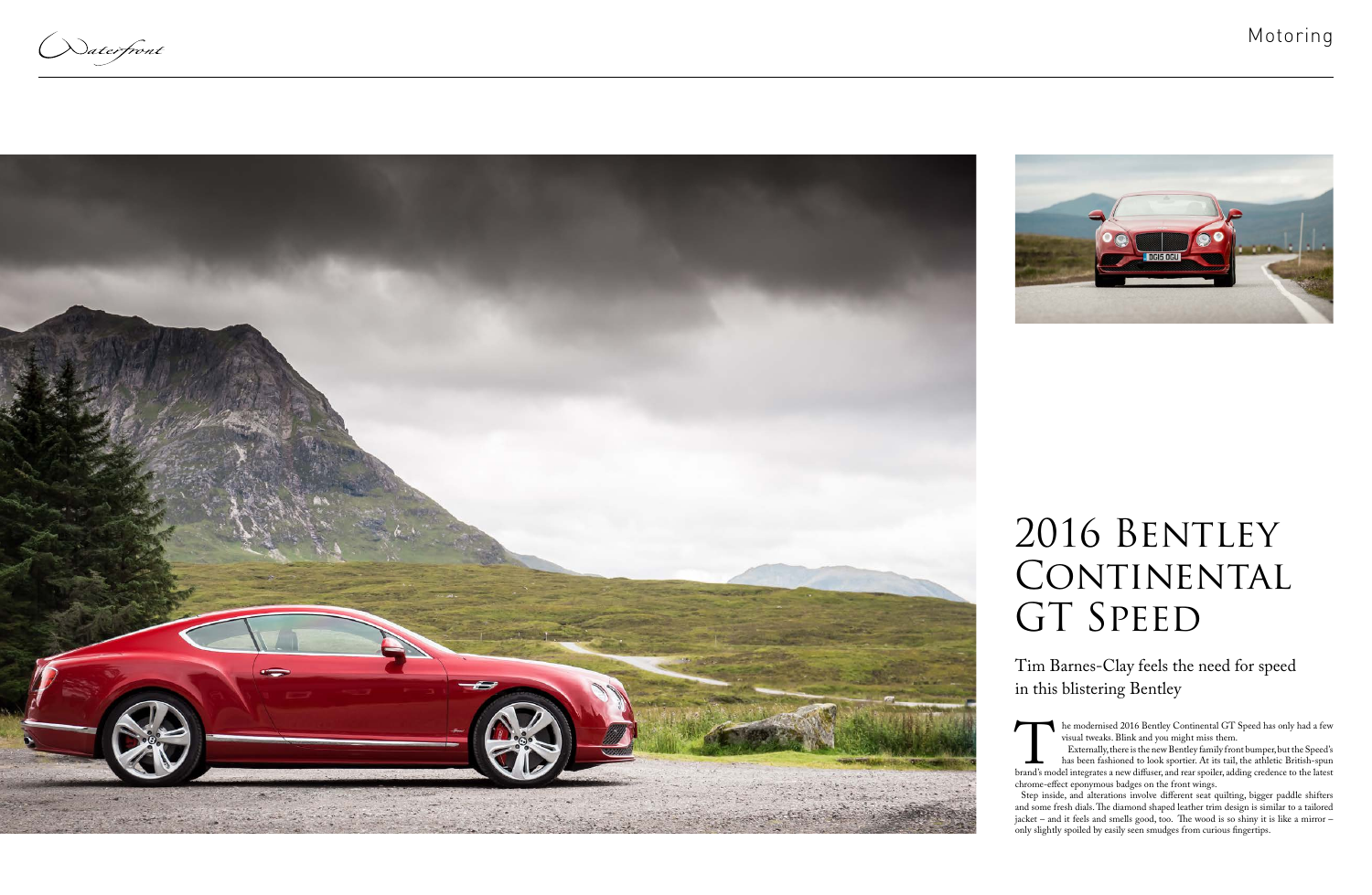# 2016 Bentley Continental GT Speed

Tim Barnes-Clay feels the need for speed in this blistering Bentley

The modernised 2016 Bentley Continental GT Speed has only had a few visual tweaks. Blink and you might miss them.

Externally, there is the new Bentley family front bumper, but the Speed's has been fashioned to look sportier. At its tail, the athletic British-spun brand's model integrates a new diffuser, and rear spoiler, adding credence to the latest chrome-effect eponymous badges on the front wings.

Step inside, and alterations involve different seat quilting, bigger paddle shifters and some fresh dials. The diamond shaped leather trim design is similar to a tailored jacket – and it feels and smells good, too. The wood is so shiny it is like a mirror – only slightly spoiled by easily seen smudges from curious fingertips.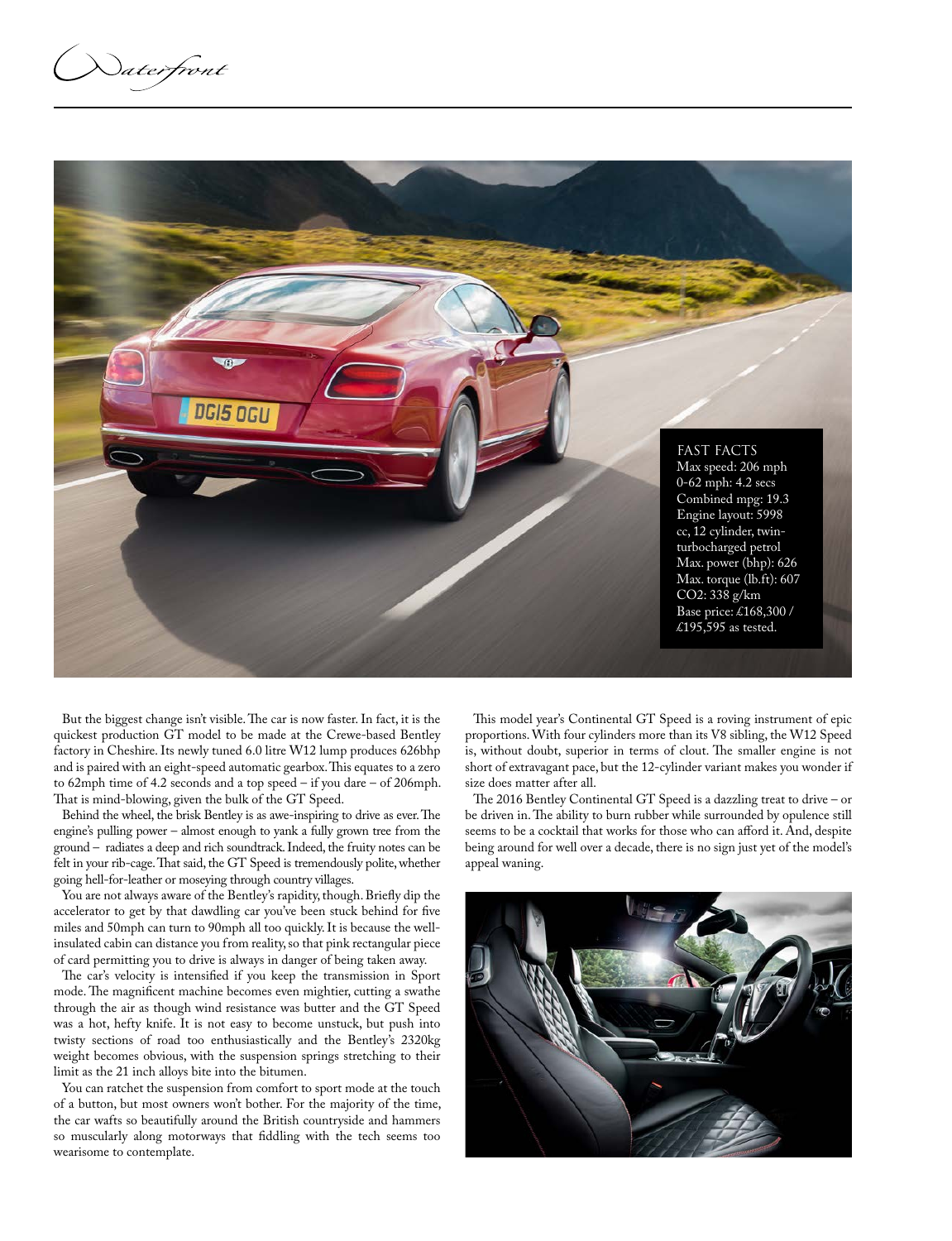FAST FACTS
Max speed: 206 mph
0-62 mph: 4.2 secs
Combined mpg: 19.3
Engine layout: 5998 cc, 12 cylinder, twin-turbocharged petrol
Max. power (bhp): 626
Max. torque (lb.ft): 607
$CO_2$: 338 g/km
Base price: £168,300 / £195,595 as tested.

But the biggest change isn't visible. The car is now faster. In fact, it is the quickest production GT model to be made at the Crewe-based Bentley factory in Cheshire. Its newly tuned 6.0 litre W12 lump produces 626bhp and is paired with an eight-speed automatic gearbox. This equates to a zero to 62mph time of 4.2 seconds and a top speed – if you dare – of 206mph. That is mind-blowing, given the bulk of the GT Speed.

Behind the wheel, the brisk Bentley is as awe-inspiring to drive as ever. The engine's pulling power – almost enough to yank a fully grown tree from the ground – radiates a deep and rich soundtrack. Indeed, the fruity notes can be felt in your rib-cage. That said, the GT Speed is tremendously polite, whether going hell-for-leather or moseying through country villages.

You are not always aware of the Bentley's rapidity, though. Briefly dip the accelerator to get by that dawdling car you've been stuck behind for five miles and 50mph can turn to 90mph all too quickly. It is because the well-insulated cabin can distance you from reality, so that pink rectangular piece of card permitting you to drive is always in danger of being taken away.

The car's velocity is intensified if you keep the transmission in Sport mode. The magnificent machine becomes even mightier, cutting a swathe through the air as though wind resistance was butter and the GT Speed was a hot, hefty knife. It is not easy to become unstuck, but push into twisty sections of road too enthusiastically and the Bentley's 2320kg weight becomes obvious, with the suspension springs stretching to their limit as the 21 inch alloys bite into the bitumen.

You can ratchet the suspension from comfort to sport mode at the touch of a button, but most owners won't bother. For the majority of the time, the car wafts so beautifully around the British countryside and hammers so muscularly along motorways that fiddling with the tech seems too wearisome to contemplate.

This model year's Continental GT Speed is a roving instrument of epic proportions. With four cylinders more than its V8 sibling, the W12 Speed is, without doubt, superior in terms of clout. The smaller engine is not short of extravagant pace, but the 12-cylinder variant makes you wonder if size does matter after all.

The 2016 Bentley Continental GT Speed is a dazzling treat to drive – or be driven in. The ability to burn rubber while surrounded by opulence still seems to be a cocktail that works for those who can afford it. And, despite being around for well over a decade, there is no sign just yet of the model's appeal waning.